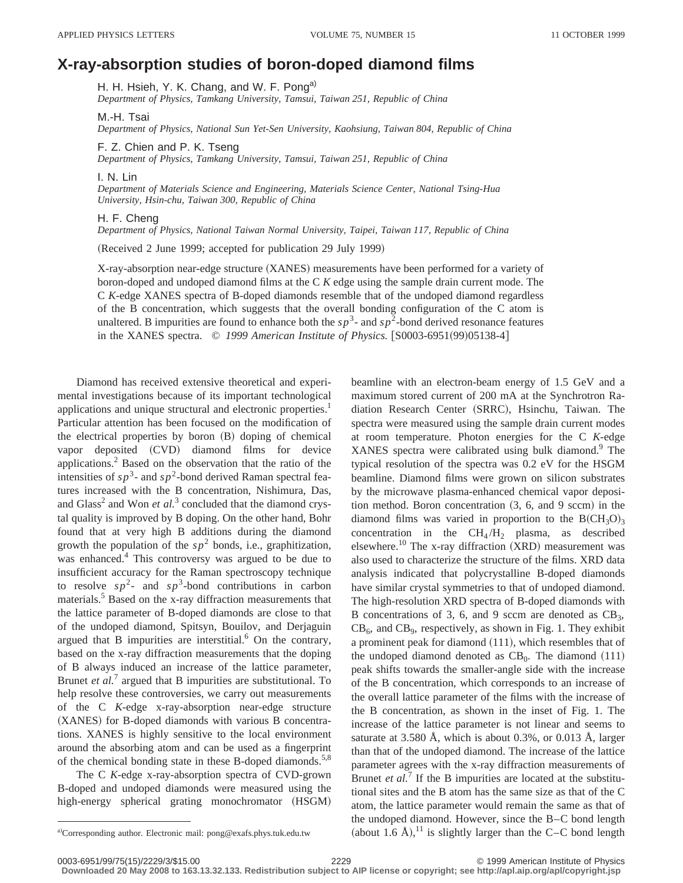# X-ray-absorption studies of boron-doped diamond films

H. H. Hsieh, Y. K. Chang, and W. F. Pong[a)]
*Department of Physics, Tamkang University, Tamsui, Taiwan 251, Republic of China*

M.-H. Tsai
*Department of Physics, National Sun Yet-Sen University, Kaohsiung, Taiwan 804, Republic of China*

F. Z. Chien and P. K. Tseng
*Department of Physics, Tamkang University, Tamsui, Taiwan 251, Republic of China*

I. N. Lin
*Department of Materials Science and Engineering, Materials Science Center, National Tsing-Hua University, Hsin-chu, Taiwan 300, Republic of China*

H. F. Cheng
*Department of Physics, National Taiwan Normal University, Taipei, Taiwan 117, Republic of China*

(Received 2 June 1999; accepted for publication 29 July 1999)

X-ray-absorption near-edge structure (XANES) measurements have been performed for a variety of boron-doped and undoped diamond films at the C *K* edge using the sample drain current mode. The C *K*-edge XANES spectra of B-doped diamonds resemble that of the undoped diamond regardless of the B concentration, which suggests that the overall bonding configuration of the C atom is unaltered. B impurities are found to enhance both the $sp^3$- and $sp^2$-bond derived resonance features in the XANES spectra. © *1999 American Institute of Physics.* [S0003-6951(99)05138-4]

Diamond has received extensive theoretical and experimental investigations because of its important technological applications and unique structural and electronic properties.[1] Particular attention has been focused on the modification of the electrical properties by boron (B) doping of chemical vapor deposited (CVD) diamond films for device applications.[2] Based on the observation that the ratio of the intensities of $sp^3$- and $sp^2$-bond derived Raman spectral features increased with the B concentration, Nishimura, Das, and Glass[2] and Won *et al.*[3] concluded that the diamond crystal quality is improved by B doping. On the other hand, Bohr found that at very high B additions during the diamond growth the population of the $sp^2$ bonds, i.e., graphitization, was enhanced.[4] This controversy was argued to be due to insufficient accuracy for the Raman spectroscopy technique to resolve $sp^2$- and $sp^3$-bond contributions in carbon materials.[5] Based on the x-ray diffraction measurements that the lattice parameter of B-doped diamonds are close to that of the undoped diamond, Spitsyn, Bouilov, and Derjaguin argued that B impurities are interstitial.[6] On the contrary, based on the x-ray diffraction measurements that the doping of B always induced an increase of the lattice parameter, Brunet *et al.*[7] argued that B impurities are substitutional. To help resolve these controversies, we carry out measurements of the C *K*-edge x-ray-absorption near-edge structure (XANES) for B-doped diamonds with various B concentrations. XANES is highly sensitive to the local environment around the absorbing atom and can be used as a fingerprint of the chemical bonding state in these B-doped diamonds.[5,8]

The C *K*-edge x-ray-absorption spectra of CVD-grown B-doped and undoped diamonds were measured using the high-energy spherical grating monochromator (HSGM) beamline with an electron-beam energy of 1.5 GeV and a maximum stored current of 200 mA at the Synchrotron Radiation Research Center (SRRC), Hsinchu, Taiwan. The spectra were measured using the sample drain current modes at room temperature. Photon energies for the C *K*-edge XANES spectra were calibrated using bulk diamond.[9] The typical resolution of the spectra was 0.2 eV for the HSGM beamline. Diamond films were grown on silicon substrates by the microwave plasma-enhanced chemical vapor deposition method. Boron concentration (3, 6, and 9 sccm) in the diamond films was varied in proportion to the $B(CH_3O)_3$ concentration in the $CH_4/H_2$ plasma, as described elsewhere.[10] The x-ray diffraction (XRD) measurement was also used to characterize the structure of the films. XRD data analysis indicated that polycrystalline B-doped diamonds have similar crystal symmetries to that of undoped diamond. The high-resolution XRD spectra of B-doped diamonds with B concentrations of 3, 6, and 9 sccm are denoted as $CB_3$, $CB_6$, and $CB_9$, respectively, as shown in Fig. 1. They exhibit a prominent peak for diamond (111), which resembles that of the undoped diamond denoted as $CB_0$. The diamond (111) peak shifts towards the smaller-angle side with the increase of the B concentration, which corresponds to an increase of the overall lattice parameter of the films with the increase of the B concentration, as shown in the inset of Fig. 1. The increase of the lattice parameter is not linear and seems to saturate at 3.580 Å, which is about 0.3%, or 0.013 Å, larger than that of the undoped diamond. The increase of the lattice parameter agrees with the x-ray diffraction measurements of Brunet *et al.*[7] If the B impurities are located at the substitutional sites and the B atom has the same size as that of the C atom, the lattice parameter would remain the same as that of the undoped diamond. However, since the B–C bond length (about 1.6 Å),[11] is slightly larger than the C–C bond length

[a)]Corresponding author. Electronic mail: pong@exafs.phys.tuk.edu.tw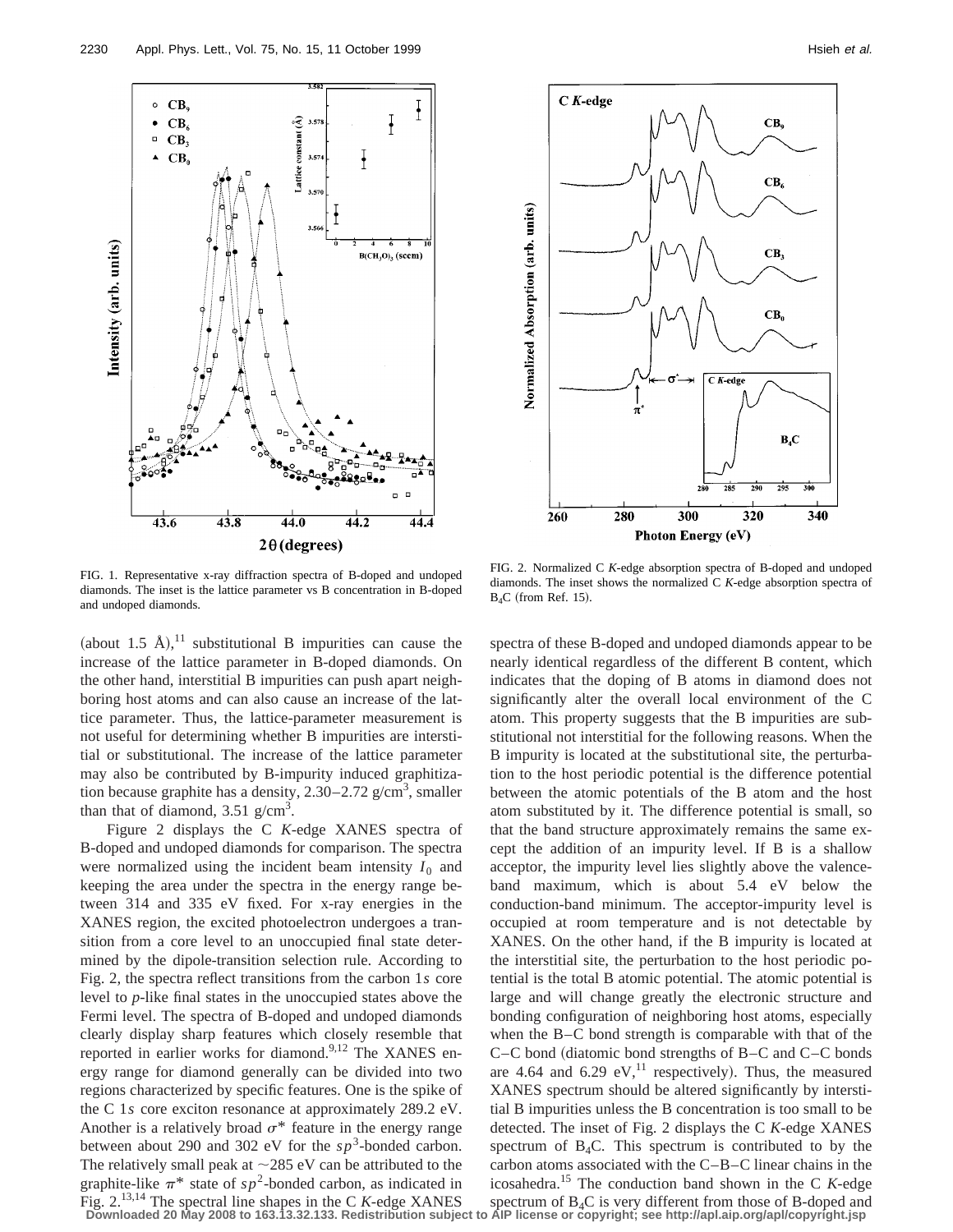FIG. 1. Representative x-ray diffraction spectra of B-doped and undoped diamonds. The inset is the lattice parameter vs B concentration in B-doped and undoped diamonds.

FIG. 2. Normalized C *K*-edge absorption spectra of B-doped and undoped diamonds. The inset shows the normalized C *K*-edge absorption spectra of $B_4C$ (from Ref. 15).

(about 1.5 Å),[11] substitutional B impurities can cause the increase of the lattice parameter in B-doped diamonds. On the other hand, interstitial B impurities can push apart neighboring host atoms and can also cause an increase of the lattice parameter. Thus, the lattice-parameter measurement is not useful for determining whether B impurities are interstitial or substitutional. The increase of the lattice parameter may also be contributed by B-impurity induced graphitization because graphite has a density, 2.30–2.72 g/cm$^3$, smaller than that of diamond, 3.51 g/cm$^3$.

Figure 2 displays the C *K*-edge XANES spectra of B-doped and undoped diamonds for comparison. The spectra were normalized using the incident beam intensity $I_0$ and keeping the area under the spectra in the energy range between 314 and 335 eV fixed. For x-ray energies in the XANES region, the excited photoelectron undergoes a transition from a core level to an unoccupied final state determined by the dipole-transition selection rule. According to Fig. 2, the spectra reflect transitions from the carbon 1*s* core level to *p*-like final states in the unoccupied states above the Fermi level. The spectra of B-doped and undoped diamonds clearly display sharp features which closely resemble that reported in earlier works for diamond.[9,12] The XANES energy range for diamond generally can be divided into two regions characterized by specific features. One is the spike of the C 1*s* core exciton resonance at approximately 289.2 eV. Another is a relatively broad $\sigma^*$ feature in the energy range between about 290 and 302 eV for the $sp^3$-bonded carbon. The relatively small peak at ~285 eV can be attributed to the graphite-like $\pi^*$ state of $sp^2$-bonded carbon, as indicated in Fig. 2.[13,14] The spectral line shapes in the C *K*-edge XANES spectra of these B-doped and undoped diamonds appear to be nearly identical regardless of the different B content, which indicates that the doping of B atoms in diamond does not significantly alter the overall local environment of the C atom. This property suggests that the B impurities are substitutional not interstitial for the following reasons. When the B impurity is located at the substitutional site, the perturbation to the host periodic potential is the difference potential between the atomic potentials of the B atom and the host atom substituted by it. The difference potential is small, so that the band structure approximately remains the same except the addition of an impurity level. If B is a shallow acceptor, the impurity level lies slightly above the valence-band maximum, which is about 5.4 eV below the conduction-band minimum. The acceptor-impurity level is occupied at room temperature and is not detectable by XANES. On the other hand, if the B impurity is located at the interstitial site, the perturbation to the host periodic potential is the total B atomic potential. The atomic potential is large and will change greatly the electronic structure and bonding configuration of neighboring host atoms, especially when the B–C bond strength is comparable with that of the C–C bond (diatomic bond strengths of B–C and C–C bonds are 4.64 and 6.29 eV,[11] respectively). Thus, the measured XANES spectrum should be altered significantly by interstitial B impurities unless the B concentration is too small to be detected. The inset of Fig. 2 displays the C *K*-edge XANES spectrum of $B_4C$. This spectrum is contributed to by the carbon atoms associated with the C–B–C linear chains in the icosahedra.[15] The conduction band shown in the C *K*-edge spectrum of $B_4C$ is very different from those of B-doped and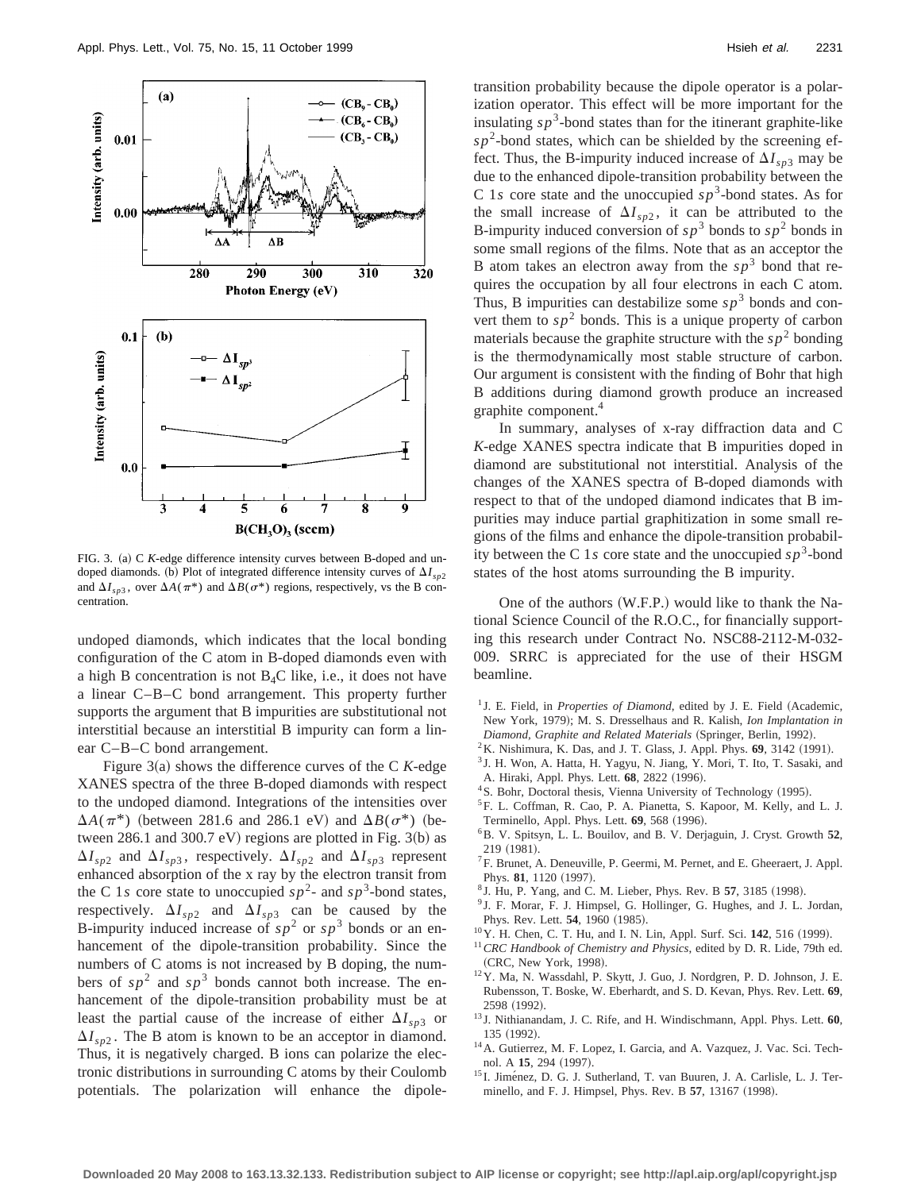(a)

Intensity (arb. units)

0.01

0.00

$(CB_9 - CB_0)$

$(CB_6 - CB_0)$

$(CB_3 - CB_0)$

ΔA ΔB

280 290 300 310 320

Photon Energy (eV)

(b)

0.1

0.0

$\Delta I_{sp^3}$

$\Delta I_{sp^2}$

Intensity (arb. units)

3 4 5 6 7 8 9

$B(CH_3O)_3$ (sccm)

FIG. 3. (a) C *K*-edge difference intensity curves between B-doped and undoped diamonds. (b) Plot of integrated difference intensity curves of $\Delta I_{sp2}$ and $\Delta I_{sp3}$, over $\Delta A(\pi^*)$ and $\Delta B(\sigma^*)$ regions, respectively, vs the B concentration.

undoped diamonds, which indicates that the local bonding configuration of the C atom in B-doped diamonds even with a high B concentration is not $B_4C$ like, i.e., it does not have a linear C–B–C bond arrangement. This property further supports the argument that B impurities are substitutional not interstitial because an interstitial B impurity can form a linear C–B–C bond arrangement.

Figure 3(a) shows the difference curves of the C *K*-edge XANES spectra of the three B-doped diamonds with respect to the undoped diamond. Integrations of the intensities over $\Delta A(\pi^*)$ (between 281.6 and 286.1 eV) and $\Delta B(\sigma^*)$ (between 286.1 and 300.7 eV) regions are plotted in Fig. 3(b) as $\Delta I_{sp2}$ and $\Delta I_{sp3}$, respectively. $\Delta I_{sp2}$ and $\Delta I_{sp3}$ represent enhanced absorption of the x ray by the electron transit from the C 1*s* core state to unoccupied $sp^2$- and $sp^3$-bond states, respectively. $\Delta I_{sp2}$ and $\Delta I_{sp3}$ can be caused by the B-impurity induced increase of $sp^2$ or $sp^3$ bonds or an enhancement of the dipole-transition probability. Since the numbers of C atoms is not increased by B doping, the numbers of $sp^2$ and $sp^3$ bonds cannot both increase. The enhancement of the dipole-transition probability must be at least the partial cause of the increase of either $\Delta I_{sp3}$ or $\Delta I_{sp2}$. The B atom is known to be an acceptor in diamond. Thus, it is negatively charged. B ions can polarize the electronic distributions in surrounding C atoms by their Coulomb potentials. The polarization will enhance the dipole-transition probability because the dipole operator is a polarization operator. This effect will be more important for the insulating $sp^3$-bond states than for the itinerant graphite-like $sp^2$-bond states, which can be shielded by the screening effect. Thus, the B-impurity induced increase of $\Delta I_{sp3}$ may be due to the enhanced dipole-transition probability between the C 1*s* core state and the unoccupied $sp^3$-bond states. As for the small increase of $\Delta I_{sp2}$, it can be attributed to the B-impurity induced conversion of $sp^3$ bonds to $sp^2$ bonds in some small regions of the films. Note that as an acceptor the B atom takes an electron away from the $sp^3$ bond that requires the occupation by all four electrons in each C atom. Thus, B impurities can destabilize some $sp^3$ bonds and convert them to $sp^2$ bonds. This is a unique property of carbon materials because the graphite structure with the $sp^2$ bonding is the thermodynamically most stable structure of carbon. Our argument is consistent with the finding of Bohr that high B additions during diamond growth produce an increased graphite component.[4]

In summary, analyses of x-ray diffraction data and C *K*-edge XANES spectra indicate that B impurities doped in diamond are substitutional not interstitial. Analysis of the changes of the XANES spectra of B-doped diamonds with respect to that of the undoped diamond indicates that B impurities may induce partial graphitization in some small regions of the films and enhance the dipole-transition probability between the C 1*s* core state and the unoccupied $sp^3$-bond states of the host atoms surrounding the B impurity.

One of the authors (W.F.P.) would like to thank the National Science Council of the R.O.C., for financially supporting this research under Contract No. NSC88-2112-M-032-009. SRRC is appreciated for the use of their HSGM beamline.

[1] J. E. Field, in *Properties of Diamond*, edited by J. E. Field (Academic, New York, 1979); M. S. Dresselhaus and R. Kalish, *Ion Implantation in Diamond, Graphite and Related Materials* (Springer, Berlin, 1992).
[2] K. Nishimura, K. Das, and J. T. Glass, J. Appl. Phys. **69**, 3142 (1991).
[3] J. H. Won, A. Hatta, H. Yagyu, N. Jiang, Y. Mori, T. Ito, T. Sasaki, and A. Hiraki, Appl. Phys. Lett. **68**, 2822 (1996).
[4] S. Bohr, Doctoral thesis, Vienna University of Technology (1995).
[5] F. L. Coffman, R. Cao, P. A. Pianetta, S. Kapoor, M. Kelly, and L. J. Terminello, Appl. Phys. Lett. **69**, 568 (1996).
[6] B. V. Spitsyn, L. L. Bouilov, and B. V. Derjaguin, J. Cryst. Growth **52**, 219 (1981).
[7] F. Brunet, A. Deneuville, P. Geermi, M. Pernet, and E. Gheeraert, J. Appl. Phys. **81**, 1120 (1997).
[8] J. Hu, P. Yang, and C. M. Lieber, Phys. Rev. B **57**, 3185 (1998).
[9] J. F. Morar, F. J. Himpsel, G. Hollinger, G. Hughes, and J. L. Jordan, Phys. Rev. Lett. **54**, 1960 (1985).
[10] Y. H. Chen, C. T. Hu, and I. N. Lin, Appl. Surf. Sci. **142**, 516 (1999).
[11] *CRC Handbook of Chemistry and Physics*, edited by D. R. Lide, 79th ed. (CRC, New York, 1998).
[12] Y. Ma, N. Wassdahl, P. Skytt, J. Guo, J. Nordgren, P. D. Johnson, J. E. Rubensson, T. Boske, W. Eberhardt, and S. D. Kevan, Phys. Rev. Lett. **69**, 2598 (1992).
[13] J. Nithianandam, J. C. Rife, and H. Windischmann, Appl. Phys. Lett. **60**, 135 (1992).
[14] A. Gutierrez, M. F. Lopez, I. Garcia, and A. Vazquez, J. Vac. Sci. Technol. A **15**, 294 (1997).
[15] I. Jiménez, D. G. J. Sutherland, T. van Buuren, J. A. Carlisle, L. J. Terminello, and F. J. Himpsel, Phys. Rev. B **57**, 13167 (1998).